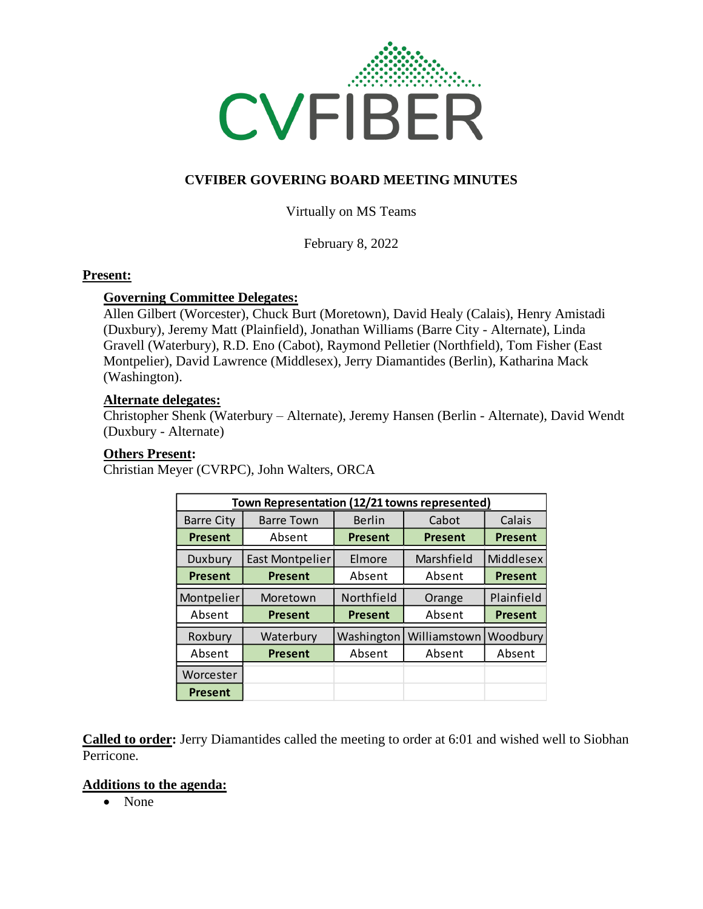# CVFIBER GOVERING BOARD MEETING MINUTES

Virtually on MS Teams

February 8, 2022

**Present:**

**Governing Committee Delegates:**
Allen Gilbert (Worcester), Chuck Burt (Moretown), David Healy (Calais), Henry Amistadi (Duxbury), Jeremy Matt (Plainfield), Jonathan Williams (Barre City - Alternate), Linda Gravell (Waterbury), R.D. Eno (Cabot), Raymond Pelletier (Northfield), Tom Fisher (East Montpelier), David Lawrence (Middlesex), Jerry Diamantides (Berlin), Katharina Mack (Washington).

**Alternate delegates:**
Christopher Shenk (Waterbury – Alternate), Jeremy Hansen (Berlin - Alternate), David Wendt (Duxbury - Alternate)

**Others Present:**
Christian Meyer (CVRPC), John Walters, ORCA

| Town Representation (12/21 towns represented) | | | | |
|---|---|---|---|---|
| Barre City | Barre Town | Berlin | Cabot | Calais |
| **Present** | Absent | **Present** | **Present** | **Present** |
| Duxbury | East Montpelier | Elmore | Marshfield | Middlesex |
| **Present** | **Present** | Absent | Absent | **Present** |
| Montpelier | Moretown | Northfield | Orange | Plainfield |
| Absent | **Present** | **Present** | Absent | **Present** |
| Roxbury | Waterbury | Washington | Williamstown | Woodbury |
| Absent | **Present** | Absent | Absent | Absent |
| Worcester | | | | |
| **Present** | | | | |

**Called to order:** Jerry Diamantides called the meeting to order at 6:01 and wished well to Siobhan Perricone.

**Additions to the agenda:**

- None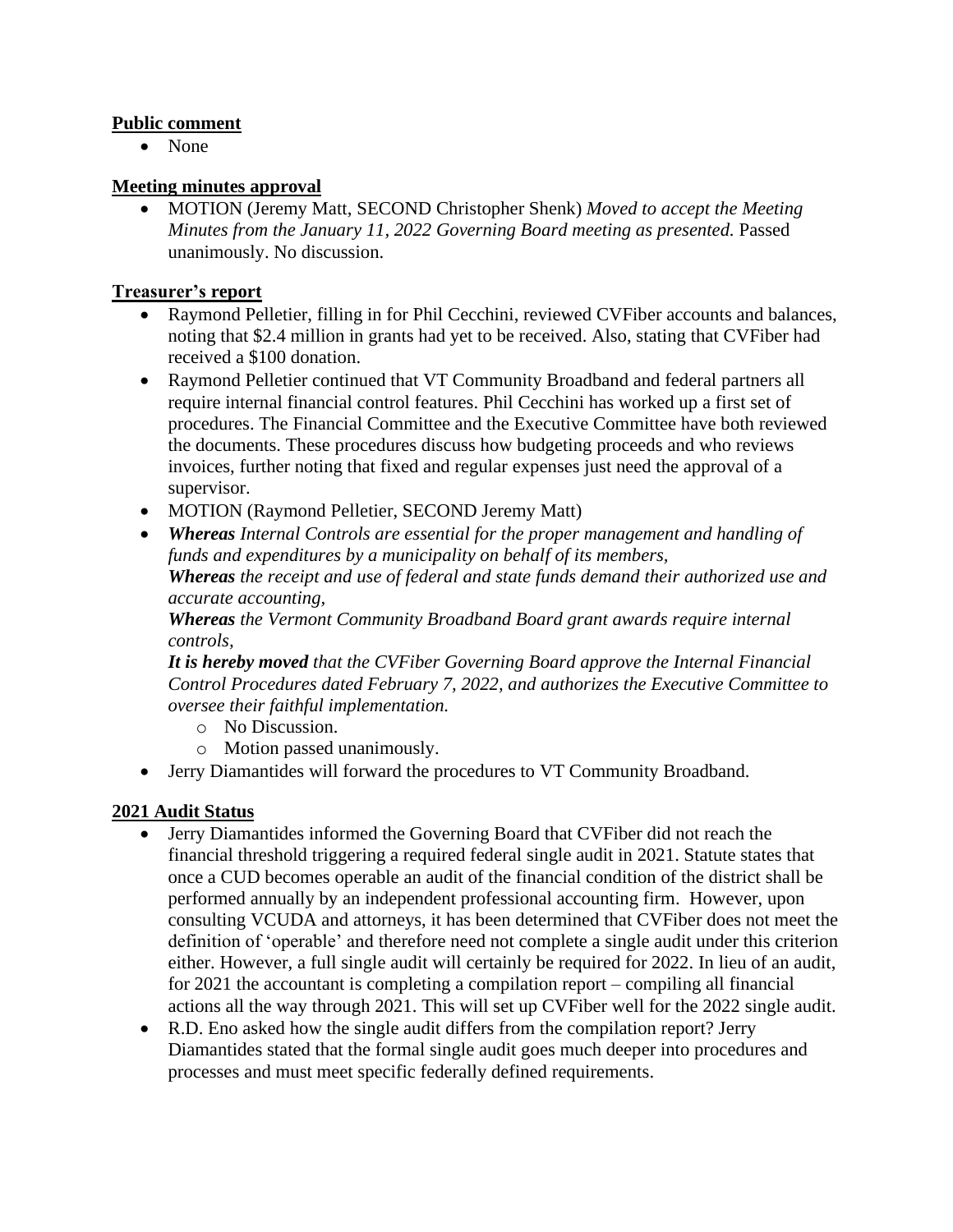**Public comment**

- None

**Meeting minutes approval**

- MOTION (Jeremy Matt, SECOND Christopher Shenk) *Moved to accept the Meeting Minutes from the January 11, 2022 Governing Board meeting as presented.* Passed unanimously. No discussion.

**Treasurer's report**

- Raymond Pelletier, filling in for Phil Cecchini, reviewed CVFiber accounts and balances, noting that $2.4 million in grants had yet to be received. Also, stating that CVFiber had received a $100 donation.
- Raymond Pelletier continued that VT Community Broadband and federal partners all require internal financial control features. Phil Cecchini has worked up a first set of procedures. The Financial Committee and the Executive Committee have both reviewed the documents. These procedures discuss how budgeting proceeds and who reviews invoices, further noting that fixed and regular expenses just need the approval of a supervisor.
- MOTION (Raymond Pelletier, SECOND Jeremy Matt)
- ***Whereas*** *Internal Controls are essential for the proper management and handling of funds and expenditures by a municipality on behalf of its members,*
  ***Whereas*** *the receipt and use of federal and state funds demand their authorized use and accurate accounting,*
  ***Whereas*** *the Vermont Community Broadband Board grant awards require internal controls,*
  ***It is hereby moved*** *that the CVFiber Governing Board approve the Internal Financial Control Procedures dated February 7, 2022, and authorizes the Executive Committee to oversee their faithful implementation.*
  - No Discussion.
  - Motion passed unanimously.
- Jerry Diamantides will forward the procedures to VT Community Broadband.

**2021 Audit Status**

- Jerry Diamantides informed the Governing Board that CVFiber did not reach the financial threshold triggering a required federal single audit in 2021. Statute states that once a CUD becomes operable an audit of the financial condition of the district shall be performed annually by an independent professional accounting firm. However, upon consulting VCUDA and attorneys, it has been determined that CVFiber does not meet the definition of 'operable' and therefore need not complete a single audit under this criterion either. However, a full single audit will certainly be required for 2022. In lieu of an audit, for 2021 the accountant is completing a compilation report – compiling all financial actions all the way through 2021. This will set up CVFiber well for the 2022 single audit.
- R.D. Eno asked how the single audit differs from the compilation report? Jerry Diamantides stated that the formal single audit goes much deeper into procedures and processes and must meet specific federally defined requirements.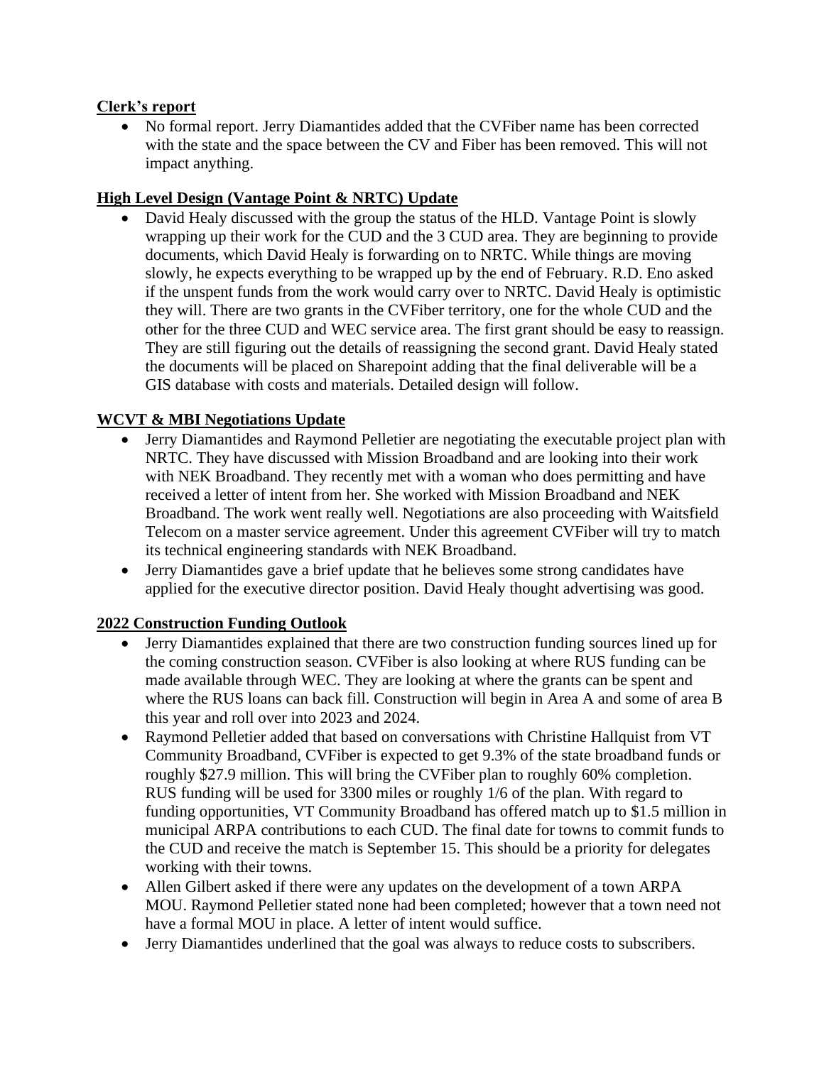**Clerk's report**

- No formal report. Jerry Diamantides added that the CVFiber name has been corrected with the state and the space between the CV and Fiber has been removed. This will not impact anything.

**High Level Design (Vantage Point & NRTC) Update**

- David Healy discussed with the group the status of the HLD. Vantage Point is slowly wrapping up their work for the CUD and the 3 CUD area. They are beginning to provide documents, which David Healy is forwarding on to NRTC. While things are moving slowly, he expects everything to be wrapped up by the end of February. R.D. Eno asked if the unspent funds from the work would carry over to NRTC. David Healy is optimistic they will. There are two grants in the CVFiber territory, one for the whole CUD and the other for the three CUD and WEC service area. The first grant should be easy to reassign. They are still figuring out the details of reassigning the second grant. David Healy stated the documents will be placed on Sharepoint adding that the final deliverable will be a GIS database with costs and materials. Detailed design will follow.

**WCVT & MBI Negotiations Update**

- Jerry Diamantides and Raymond Pelletier are negotiating the executable project plan with NRTC. They have discussed with Mission Broadband and are looking into their work with NEK Broadband. They recently met with a woman who does permitting and have received a letter of intent from her. She worked with Mission Broadband and NEK Broadband. The work went really well. Negotiations are also proceeding with Waitsfield Telecom on a master service agreement. Under this agreement CVFiber will try to match its technical engineering standards with NEK Broadband.
- Jerry Diamantides gave a brief update that he believes some strong candidates have applied for the executive director position. David Healy thought advertising was good.

**2022 Construction Funding Outlook**

- Jerry Diamantides explained that there are two construction funding sources lined up for the coming construction season. CVFiber is also looking at where RUS funding can be made available through WEC. They are looking at where the grants can be spent and where the RUS loans can back fill. Construction will begin in Area A and some of area B this year and roll over into 2023 and 2024.
- Raymond Pelletier added that based on conversations with Christine Hallquist from VT Community Broadband, CVFiber is expected to get 9.3% of the state broadband funds or roughly $27.9 million. This will bring the CVFiber plan to roughly 60% completion. RUS funding will be used for 3300 miles or roughly 1/6 of the plan. With regard to funding opportunities, VT Community Broadband has offered match up to $1.5 million in municipal ARPA contributions to each CUD. The final date for towns to commit funds to the CUD and receive the match is September 15. This should be a priority for delegates working with their towns.
- Allen Gilbert asked if there were any updates on the development of a town ARPA MOU. Raymond Pelletier stated none had been completed; however that a town need not have a formal MOU in place. A letter of intent would suffice.
- Jerry Diamantides underlined that the goal was always to reduce costs to subscribers.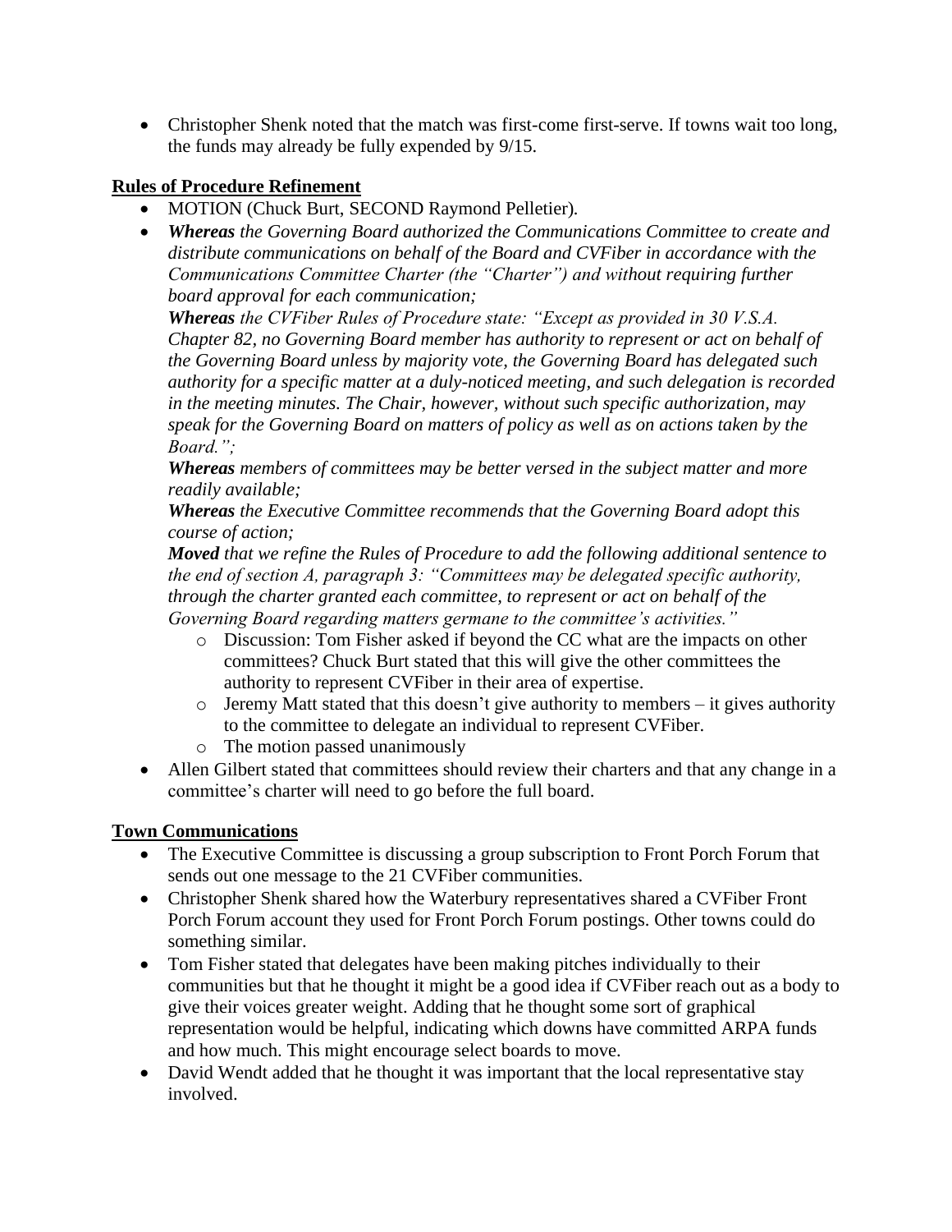- Christopher Shenk noted that the match was first-come first-serve. If towns wait too long, the funds may already be fully expended by 9/15.

**Rules of Procedure Refinement**

- MOTION (Chuck Burt, SECOND Raymond Pelletier).
- ***Whereas*** *the Governing Board authorized the Communications Committee to create and distribute communications on behalf of the Board and CVFiber in accordance with the Communications Committee Charter (the "Charter") and without requiring further board approval for each communication;*

  ***Whereas*** *the CVFiber Rules of Procedure state: "Except as provided in 30 V.S.A. Chapter 82, no Governing Board member has authority to represent or act on behalf of the Governing Board unless by majority vote, the Governing Board has delegated such authority for a specific matter at a duly-noticed meeting, and such delegation is recorded in the meeting minutes. The Chair, however, without such specific authorization, may speak for the Governing Board on matters of policy as well as on actions taken by the Board.";*

  ***Whereas*** *members of committees may be better versed in the subject matter and more readily available;*

  ***Whereas*** *the Executive Committee recommends that the Governing Board adopt this course of action;*

  ***Moved*** *that we refine the Rules of Procedure to add the following additional sentence to the end of section A, paragraph 3: "Committees may be delegated specific authority, through the charter granted each committee, to represent or act on behalf of the Governing Board regarding matters germane to the committee's activities."*
  - Discussion: Tom Fisher asked if beyond the CC what are the impacts on other committees? Chuck Burt stated that this will give the other committees the authority to represent CVFiber in their area of expertise.
  - Jeremy Matt stated that this doesn't give authority to members – it gives authority to the committee to delegate an individual to represent CVFiber.
  - The motion passed unanimously
- Allen Gilbert stated that committees should review their charters and that any change in a committee's charter will need to go before the full board.

**Town Communications**

- The Executive Committee is discussing a group subscription to Front Porch Forum that sends out one message to the 21 CVFiber communities.
- Christopher Shenk shared how the Waterbury representatives shared a CVFiber Front Porch Forum account they used for Front Porch Forum postings. Other towns could do something similar.
- Tom Fisher stated that delegates have been making pitches individually to their communities but that he thought it might be a good idea if CVFiber reach out as a body to give their voices greater weight. Adding that he thought some sort of graphical representation would be helpful, indicating which downs have committed ARPA funds and how much. This might encourage select boards to move.
- David Wendt added that he thought it was important that the local representative stay involved.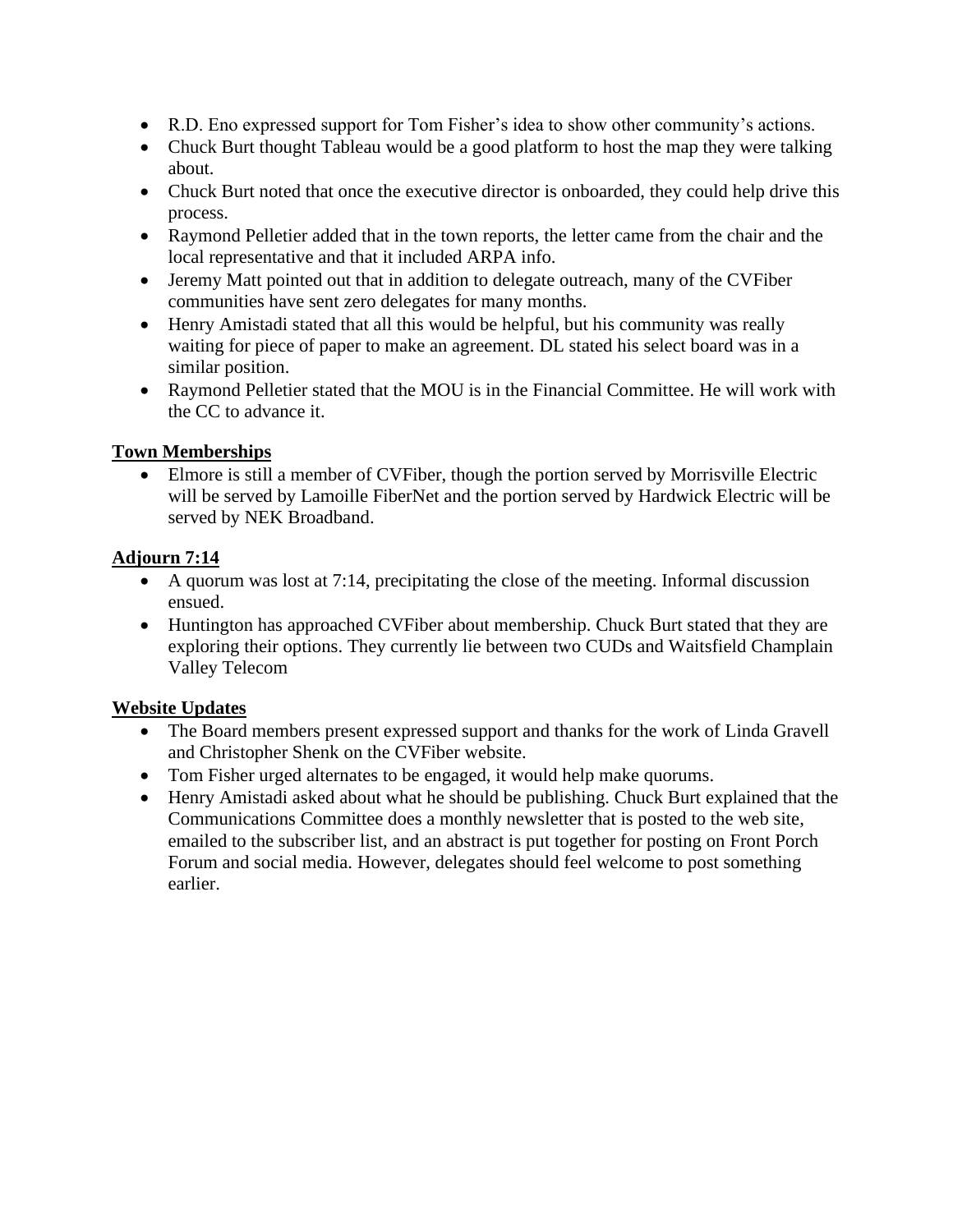- R.D. Eno expressed support for Tom Fisher's idea to show other community's actions.
- Chuck Burt thought Tableau would be a good platform to host the map they were talking about.
- Chuck Burt noted that once the executive director is onboarded, they could help drive this process.
- Raymond Pelletier added that in the town reports, the letter came from the chair and the local representative and that it included ARPA info.
- Jeremy Matt pointed out that in addition to delegate outreach, many of the CVFiber communities have sent zero delegates for many months.
- Henry Amistadi stated that all this would be helpful, but his community was really waiting for piece of paper to make an agreement. DL stated his select board was in a similar position.
- Raymond Pelletier stated that the MOU is in the Financial Committee. He will work with the CC to advance it.

**Town Memberships**

- Elmore is still a member of CVFiber, though the portion served by Morrisville Electric will be served by Lamoille FiberNet and the portion served by Hardwick Electric will be served by NEK Broadband.

**Adjourn 7:14**

- A quorum was lost at 7:14, precipitating the close of the meeting. Informal discussion ensued.
- Huntington has approached CVFiber about membership. Chuck Burt stated that they are exploring their options. They currently lie between two CUDs and Waitsfield Champlain Valley Telecom

**Website Updates**

- The Board members present expressed support and thanks for the work of Linda Gravell and Christopher Shenk on the CVFiber website.
- Tom Fisher urged alternates to be engaged, it would help make quorums.
- Henry Amistadi asked about what he should be publishing. Chuck Burt explained that the Communications Committee does a monthly newsletter that is posted to the web site, emailed to the subscriber list, and an abstract is put together for posting on Front Porch Forum and social media. However, delegates should feel welcome to post something earlier.